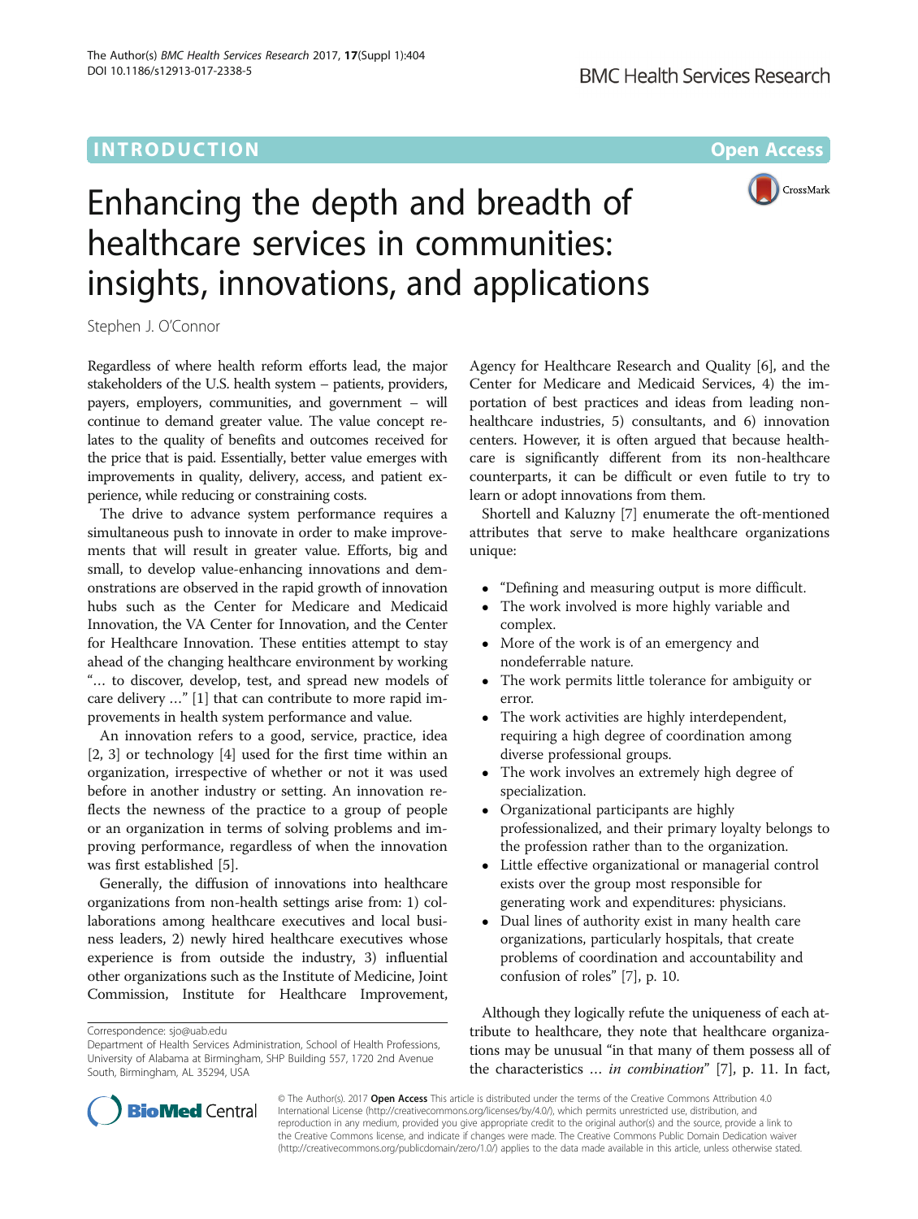INTRODUCTION

Open Access

# Enhancing the depth and breadth of healthcare services in communities: insights, innovations, and applications

Stephen J. O'Connor

Regardless of where health reform efforts lead, the major stakeholders of the U.S. health system – patients, providers, payers, employers, communities, and government – will continue to demand greater value. The value concept relates to the quality of benefits and outcomes received for the price that is paid. Essentially, better value emerges with improvements in quality, delivery, access, and patient experience, while reducing or constraining costs.

The drive to advance system performance requires a simultaneous push to innovate in order to make improvements that will result in greater value. Efforts, big and small, to develop value-enhancing innovations and demonstrations are observed in the rapid growth of innovation hubs such as the Center for Medicare and Medicaid Innovation, the VA Center for Innovation, and the Center for Healthcare Innovation. These entities attempt to stay ahead of the changing healthcare environment by working "… to discover, develop, test, and spread new models of care delivery …" [1] that can contribute to more rapid improvements in health system performance and value.

An innovation refers to a good, service, practice, idea [2, 3] or technology [4] used for the first time within an organization, irrespective of whether or not it was used before in another industry or setting. An innovation reflects the newness of the practice to a group of people or an organization in terms of solving problems and improving performance, regardless of when the innovation was first established [5].

Generally, the diffusion of innovations into healthcare organizations from non-health settings arise from: 1) collaborations among healthcare executives and local business leaders, 2) newly hired healthcare executives whose experience is from outside the industry, 3) influential other organizations such as the Institute of Medicine, Joint Commission, Institute for Healthcare Improvement, Agency for Healthcare Research and Quality [6], and the Center for Medicare and Medicaid Services, 4) the importation of best practices and ideas from leading non-healthcare industries, 5) consultants, and 6) innovation centers. However, it is often argued that because healthcare is significantly different from its non-healthcare counterparts, it can be difficult or even futile to try to learn or adopt innovations from them.

Shortell and Kaluzny [7] enumerate the oft-mentioned attributes that serve to make healthcare organizations unique:

- "Defining and measuring output is more difficult.
- The work involved is more highly variable and complex.
- More of the work is of an emergency and nondeferrable nature.
- The work permits little tolerance for ambiguity or error.
- The work activities are highly interdependent, requiring a high degree of coordination among diverse professional groups.
- The work involves an extremely high degree of specialization.
- Organizational participants are highly professionalized, and their primary loyalty belongs to the profession rather than to the organization.
- Little effective organizational or managerial control exists over the group most responsible for generating work and expenditures: physicians.
- Dual lines of authority exist in many health care organizations, particularly hospitals, that create problems of coordination and accountability and confusion of roles" [7], p. 10.

Although they logically refute the uniqueness of each attribute to healthcare, they note that healthcare organizations may be unusual "in that many of them possess all of the characteristics … *in combination*" [7], p. 11. In fact,

Correspondence: sjo@uab.edu
Department of Health Services Administration, School of Health Professions, University of Alabama at Birmingham, SHP Building 557, 1720 2nd Avenue South, Birmingham, AL 35294, USA

© The Author(s). 2017 **Open Access** This article is distributed under the terms of the Creative Commons Attribution 4.0 International License (http://creativecommons.org/licenses/by/4.0/), which permits unrestricted use, distribution, and reproduction in any medium, provided you give appropriate credit to the original author(s) and the source, provide a link to the Creative Commons license, and indicate if changes were made. The Creative Commons Public Domain Dedication waiver (http://creativecommons.org/publicdomain/zero/1.0/) applies to the data made available in this article, unless otherwise stated.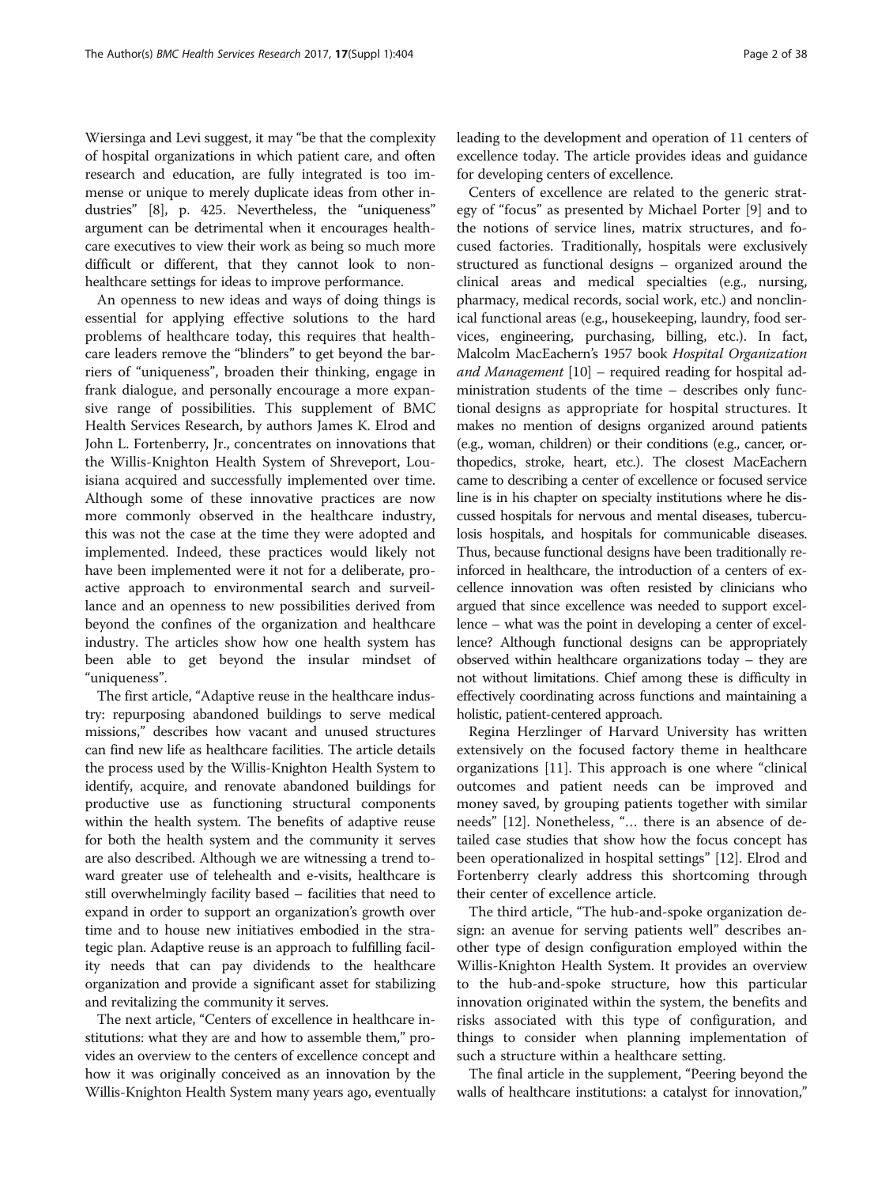Wiersinga and Levi suggest, it may "be that the complexity of hospital organizations in which patient care, and often research and education, are fully integrated is too immense or unique to merely duplicate ideas from other industries" [8], p. 425. Nevertheless, the "uniqueness" argument can be detrimental when it encourages healthcare executives to view their work as being so much more difficult or different, that they cannot look to non-healthcare settings for ideas to improve performance.

An openness to new ideas and ways of doing things is essential for applying effective solutions to the hard problems of healthcare today, this requires that healthcare leaders remove the "blinders" to get beyond the barriers of "uniqueness", broaden their thinking, engage in frank dialogue, and personally encourage a more expansive range of possibilities. This supplement of BMC Health Services Research, by authors James K. Elrod and John L. Fortenberry, Jr., concentrates on innovations that the Willis-Knighton Health System of Shreveport, Louisiana acquired and successfully implemented over time. Although some of these innovative practices are now more commonly observed in the healthcare industry, this was not the case at the time they were adopted and implemented. Indeed, these practices would likely not have been implemented were it not for a deliberate, proactive approach to environmental search and surveillance and an openness to new possibilities derived from beyond the confines of the organization and healthcare industry. The articles show how one health system has been able to get beyond the insular mindset of "uniqueness".

The first article, "Adaptive reuse in the healthcare industry: repurposing abandoned buildings to serve medical missions," describes how vacant and unused structures can find new life as healthcare facilities. The article details the process used by the Willis-Knighton Health System to identify, acquire, and renovate abandoned buildings for productive use as functioning structural components within the health system. The benefits of adaptive reuse for both the health system and the community it serves are also described. Although we are witnessing a trend toward greater use of telehealth and e-visits, healthcare is still overwhelmingly facility based – facilities that need to expand in order to support an organization's growth over time and to house new initiatives embodied in the strategic plan. Adaptive reuse is an approach to fulfilling facility needs that can pay dividends to the healthcare organization and provide a significant asset for stabilizing and revitalizing the community it serves.

The next article, "Centers of excellence in healthcare institutions: what they are and how to assemble them," provides an overview to the centers of excellence concept and how it was originally conceived as an innovation by the Willis-Knighton Health System many years ago, eventually leading to the development and operation of 11 centers of excellence today. The article provides ideas and guidance for developing centers of excellence.

Centers of excellence are related to the generic strategy of "focus" as presented by Michael Porter [9] and to the notions of service lines, matrix structures, and focused factories. Traditionally, hospitals were exclusively structured as functional designs – organized around the clinical areas and medical specialties (e.g., nursing, pharmacy, medical records, social work, etc.) and nonclinical functional areas (e.g., housekeeping, laundry, food services, engineering, purchasing, billing, etc.). In fact, Malcolm MacEachern's 1957 book *Hospital Organization and Management* [10] – required reading for hospital administration students of the time – describes only functional designs as appropriate for hospital structures. It makes no mention of designs organized around patients (e.g., woman, children) or their conditions (e.g., cancer, orthopedics, stroke, heart, etc.). The closest MacEachern came to describing a center of excellence or focused service line is in his chapter on specialty institutions where he discussed hospitals for nervous and mental diseases, tuberculosis hospitals, and hospitals for communicable diseases. Thus, because functional designs have been traditionally reinforced in healthcare, the introduction of a centers of excellence innovation was often resisted by clinicians who argued that since excellence was needed to support excellence – what was the point in developing a center of excellence? Although functional designs can be appropriately observed within healthcare organizations today – they are not without limitations. Chief among these is difficulty in effectively coordinating across functions and maintaining a holistic, patient-centered approach.

Regina Herzlinger of Harvard University has written extensively on the focused factory theme in healthcare organizations [11]. This approach is one where "clinical outcomes and patient needs can be improved and money saved, by grouping patients together with similar needs" [12]. Nonetheless, "… there is an absence of detailed case studies that show how the focus concept has been operationalized in hospital settings" [12]. Elrod and Fortenberry clearly address this shortcoming through their center of excellence article.

The third article, "The hub-and-spoke organization design: an avenue for serving patients well" describes another type of design configuration employed within the Willis-Knighton Health System. It provides an overview to the hub-and-spoke structure, how this particular innovation originated within the system, the benefits and risks associated with this type of configuration, and things to consider when planning implementation of such a structure within a healthcare setting.

The final article in the supplement, "Peering beyond the walls of healthcare institutions: a catalyst for innovation,"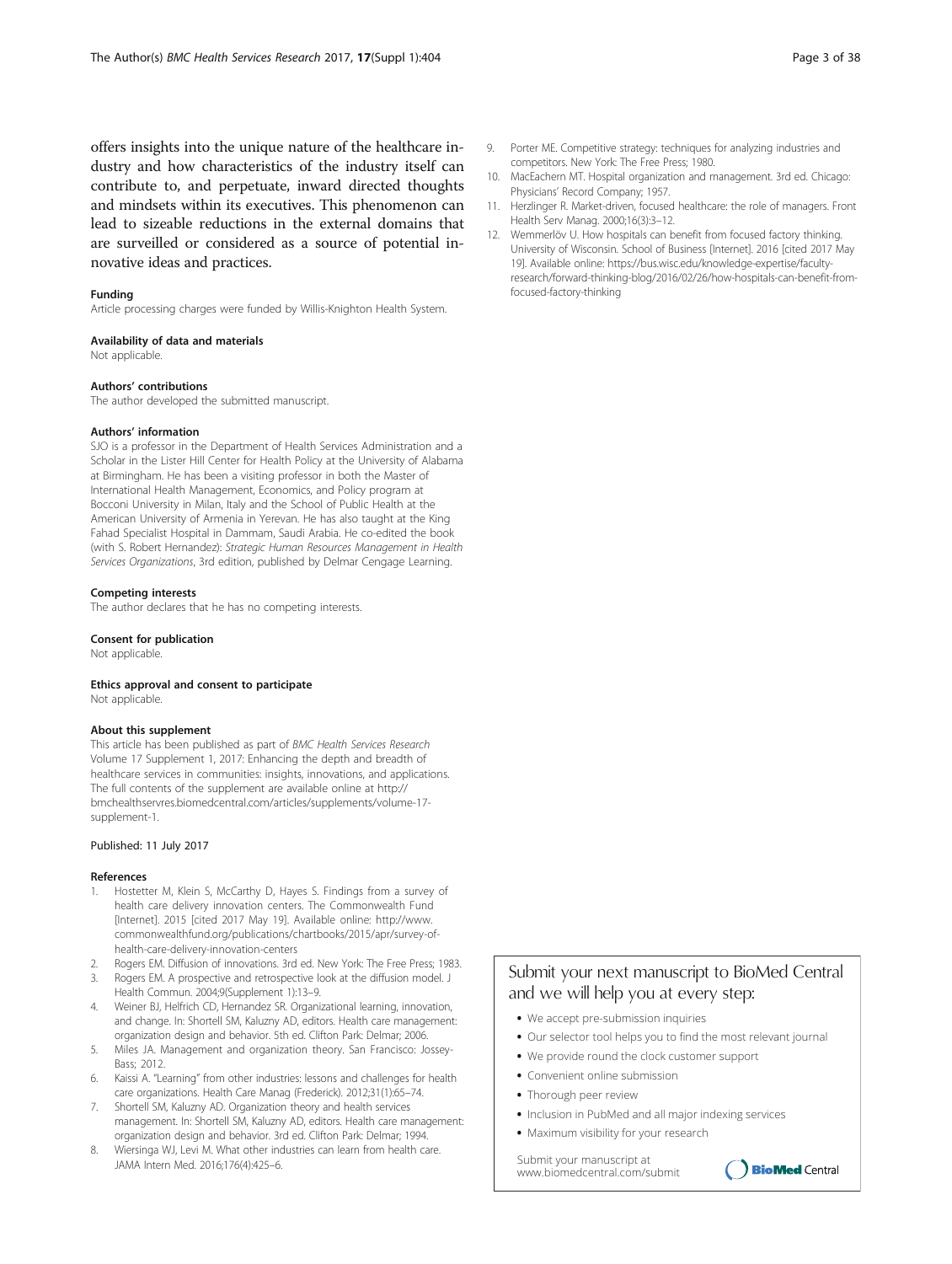offers insights into the unique nature of the healthcare industry and how characteristics of the industry itself can contribute to, and perpetuate, inward directed thoughts and mindsets within its executives. This phenomenon can lead to sizeable reductions in the external domains that are surveilled or considered as a source of potential innovative ideas and practices.

#### Funding

Article processing charges were funded by Willis-Knighton Health System.

#### Availability of data and materials

Not applicable.

#### Authors' contributions

The author developed the submitted manuscript.

#### Authors' information

SJO is a professor in the Department of Health Services Administration and a Scholar in the Lister Hill Center for Health Policy at the University of Alabama at Birmingham. He has been a visiting professor in both the Master of International Health Management, Economics, and Policy program at Bocconi University in Milan, Italy and the School of Public Health at the American University of Armenia in Yerevan. He has also taught at the King Fahad Specialist Hospital in Dammam, Saudi Arabia. He co-edited the book (with S. Robert Hernandez): *Strategic Human Resources Management in Health Services Organizations*, 3rd edition, published by Delmar Cengage Learning.

#### Competing interests

The author declares that he has no competing interests.

#### Consent for publication

Not applicable.

#### Ethics approval and consent to participate

Not applicable.

#### About this supplement

This article has been published as part of *BMC Health Services Research* Volume 17 Supplement 1, 2017: Enhancing the depth and breadth of healthcare services in communities: insights, innovations, and applications. The full contents of the supplement are available online at http://bmchealthservres.biomedcentral.com/articles/supplements/volume-17-supplement-1.

Published: 11 July 2017

#### References

1. Hostetter M, Klein S, McCarthy D, Hayes S. Findings from a survey of health care delivery innovation centers. The Commonwealth Fund [Internet]. 2015 [cited 2017 May 19]. Available online: http://www.commonwealthfund.org/publications/chartbooks/2015/apr/survey-of-health-care-delivery-innovation-centers
2. Rogers EM. Diffusion of innovations. 3rd ed. New York: The Free Press; 1983.
3. Rogers EM. A prospective and retrospective look at the diffusion model. J Health Commun. 2004;9(Supplement 1):13–9.
4. Weiner BJ, Helfrich CD, Hernandez SR. Organizational learning, innovation, and change. In: Shortell SM, Kaluzny AD, editors. Health care management: organization design and behavior. 5th ed. Clifton Park: Delmar; 2006.
5. Miles JA. Management and organization theory. San Francisco: Jossey-Bass; 2012.
6. Kaissi A. "Learning" from other industries: lessons and challenges for health care organizations. Health Care Manag (Frederick). 2012;31(1):65–74.
7. Shortell SM, Kaluzny AD. Organization theory and health services management. In: Shortell SM, Kaluzny AD, editors. Health care management: organization design and behavior. 3rd ed. Clifton Park: Delmar; 1994.
8. Wiersinga WJ, Levi M. What other industries can learn from health care. JAMA Intern Med. 2016;176(4):425–6.
9. Porter ME. Competitive strategy: techniques for analyzing industries and competitors. New York: The Free Press; 1980.
10. MacEachern MT. Hospital organization and management. 3rd ed. Chicago: Physicians' Record Company; 1957.
11. Herzlinger R. Market-driven, focused healthcare: the role of managers. Front Health Serv Manag. 2000;16(3):3–12.
12. Wemmerlöv U. How hospitals can benefit from focused factory thinking. University of Wisconsin. School of Business [Internet]. 2016 [cited 2017 May 19]. Available online: https://bus.wisc.edu/knowledge-expertise/faculty-research/forward-thinking-blog/2016/02/26/how-hospitals-can-benefit-from-focused-factory-thinking